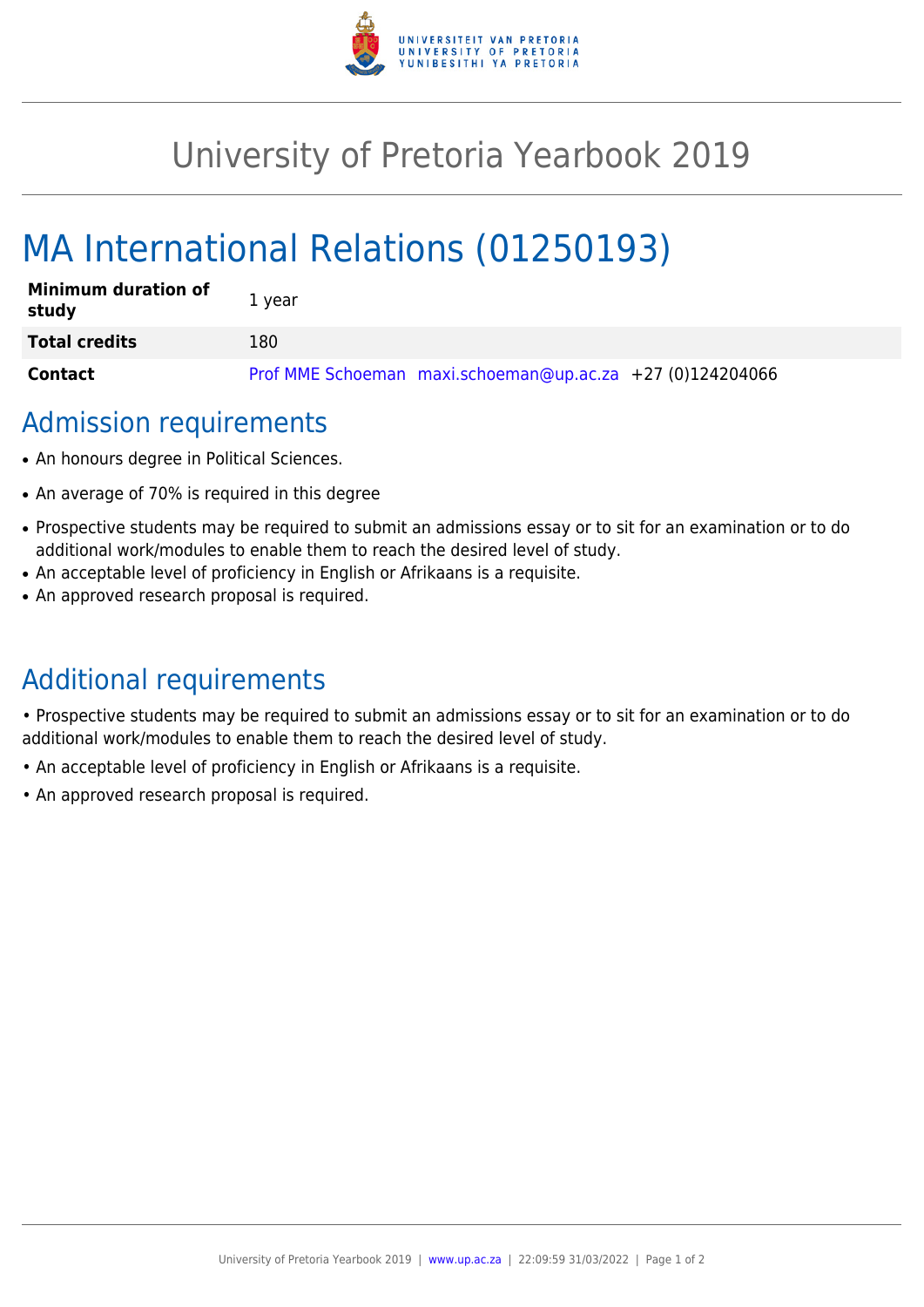# University of Pretoria Yearbook 2019

# MA International Relations (01250193)

| Minimum duration of study | 1 year |
|---|---|
| Total credits | 180 |
| Contact | Prof MME Schoeman maxi.schoeman@up.ac.za +27 (0)124204066 |

## Admission requirements

- An honours degree in Political Sciences.
- An average of 70% is required in this degree
- Prospective students may be required to submit an admissions essay or to sit for an examination or to do additional work/modules to enable them to reach the desired level of study.
- An acceptable level of proficiency in English or Afrikaans is a requisite.
- An approved research proposal is required.

## Additional requirements

• Prospective students may be required to submit an admissions essay or to sit for an examination or to do additional work/modules to enable them to reach the desired level of study.

• An acceptable level of proficiency in English or Afrikaans is a requisite.

• An approved research proposal is required.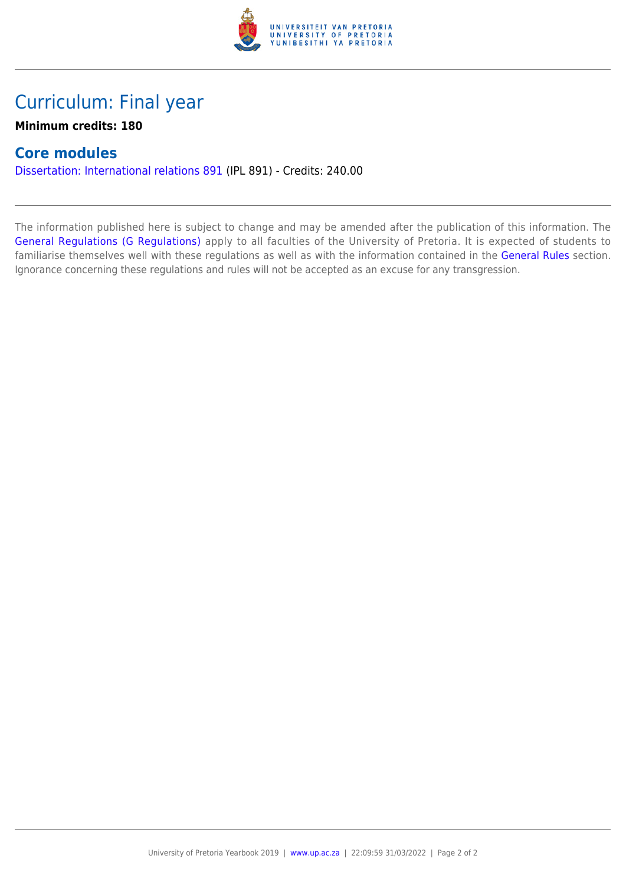## Curriculum: Final year

**Minimum credits: 180**

### Core modules

Dissertation: International relations 891 (IPL 891) - Credits: 240.00

The information published here is subject to change and may be amended after the publication of this information. The General Regulations (G Regulations) apply to all faculties of the University of Pretoria. It is expected of students to familiarise themselves well with these regulations as well as with the information contained in the General Rules section. Ignorance concerning these regulations and rules will not be accepted as an excuse for any transgression.